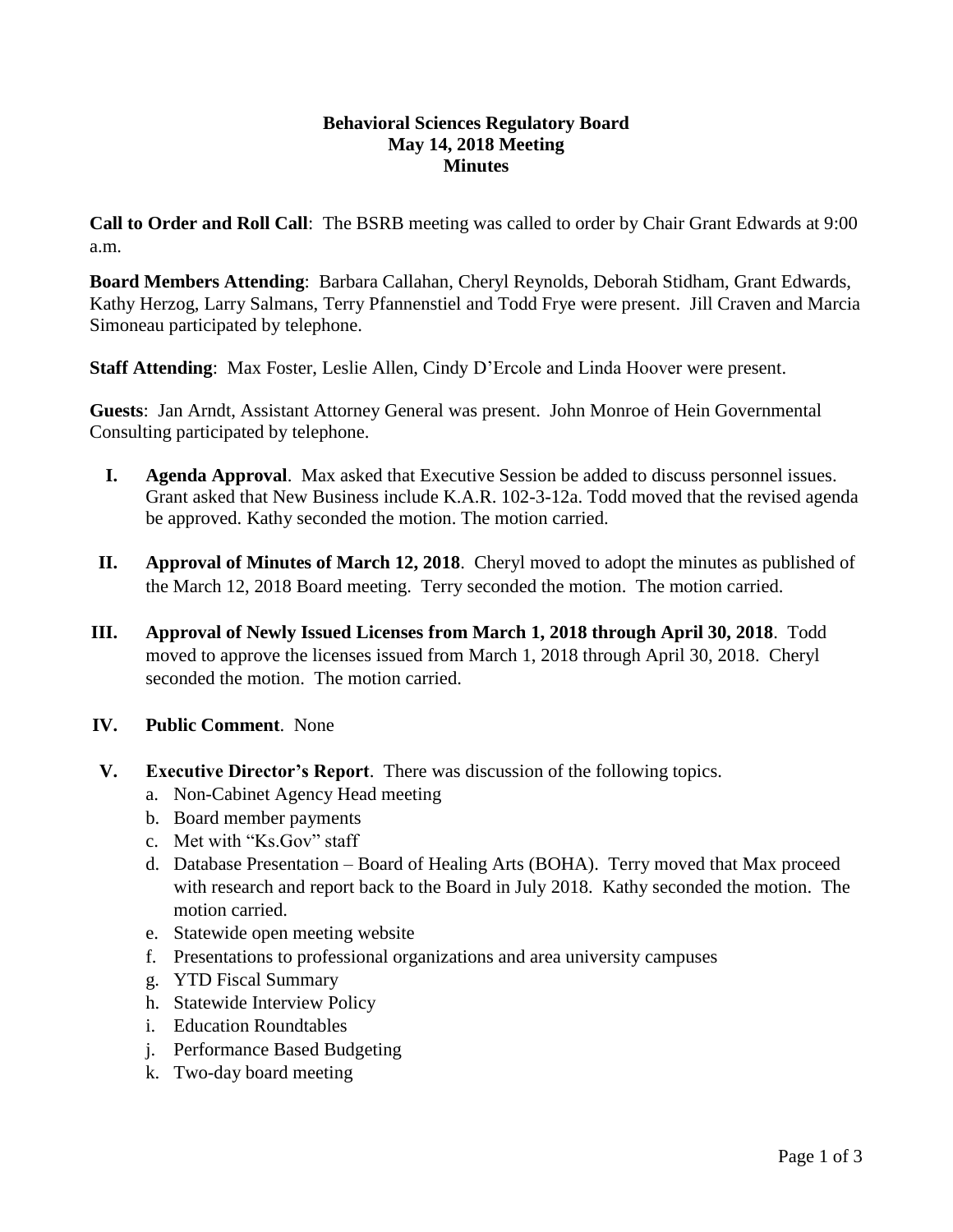**Behavioral Sciences Regulatory Board**
**May 14, 2018 Meeting**
**Minutes**

**Call to Order and Roll Call**: The BSRB meeting was called to order by Chair Grant Edwards at 9:00 a.m.

**Board Members Attending**: Barbara Callahan, Cheryl Reynolds, Deborah Stidham, Grant Edwards, Kathy Herzog, Larry Salmans, Terry Pfannenstiel and Todd Frye were present. Jill Craven and Marcia Simoneau participated by telephone.

**Staff Attending**: Max Foster, Leslie Allen, Cindy D'Ercole and Linda Hoover were present.

**Guests**: Jan Arndt, Assistant Attorney General was present. John Monroe of Hein Governmental Consulting participated by telephone.

I. **Agenda Approval**. Max asked that Executive Session be added to discuss personnel issues. Grant asked that New Business include K.A.R. 102-3-12a. Todd moved that the revised agenda be approved. Kathy seconded the motion. The motion carried.

II. **Approval of Minutes of March 12, 2018**. Cheryl moved to adopt the minutes as published of the March 12, 2018 Board meeting. Terry seconded the motion. The motion carried.

III. **Approval of Newly Issued Licenses from March 1, 2018 through April 30, 2018**. Todd moved to approve the licenses issued from March 1, 2018 through April 30, 2018. Cheryl seconded the motion. The motion carried.

IV. **Public Comment**. None

V. **Executive Director's Report**. There was discussion of the following topics.
   a. Non-Cabinet Agency Head meeting
   b. Board member payments
   c. Met with "Ks.Gov" staff
   d. Database Presentation – Board of Healing Arts (BOHA). Terry moved that Max proceed with research and report back to the Board in July 2018. Kathy seconded the motion. The motion carried.
   e. Statewide open meeting website
   f. Presentations to professional organizations and area university campuses
   g. YTD Fiscal Summary
   h. Statewide Interview Policy
   i. Education Roundtables
   j. Performance Based Budgeting
   k. Two-day board meeting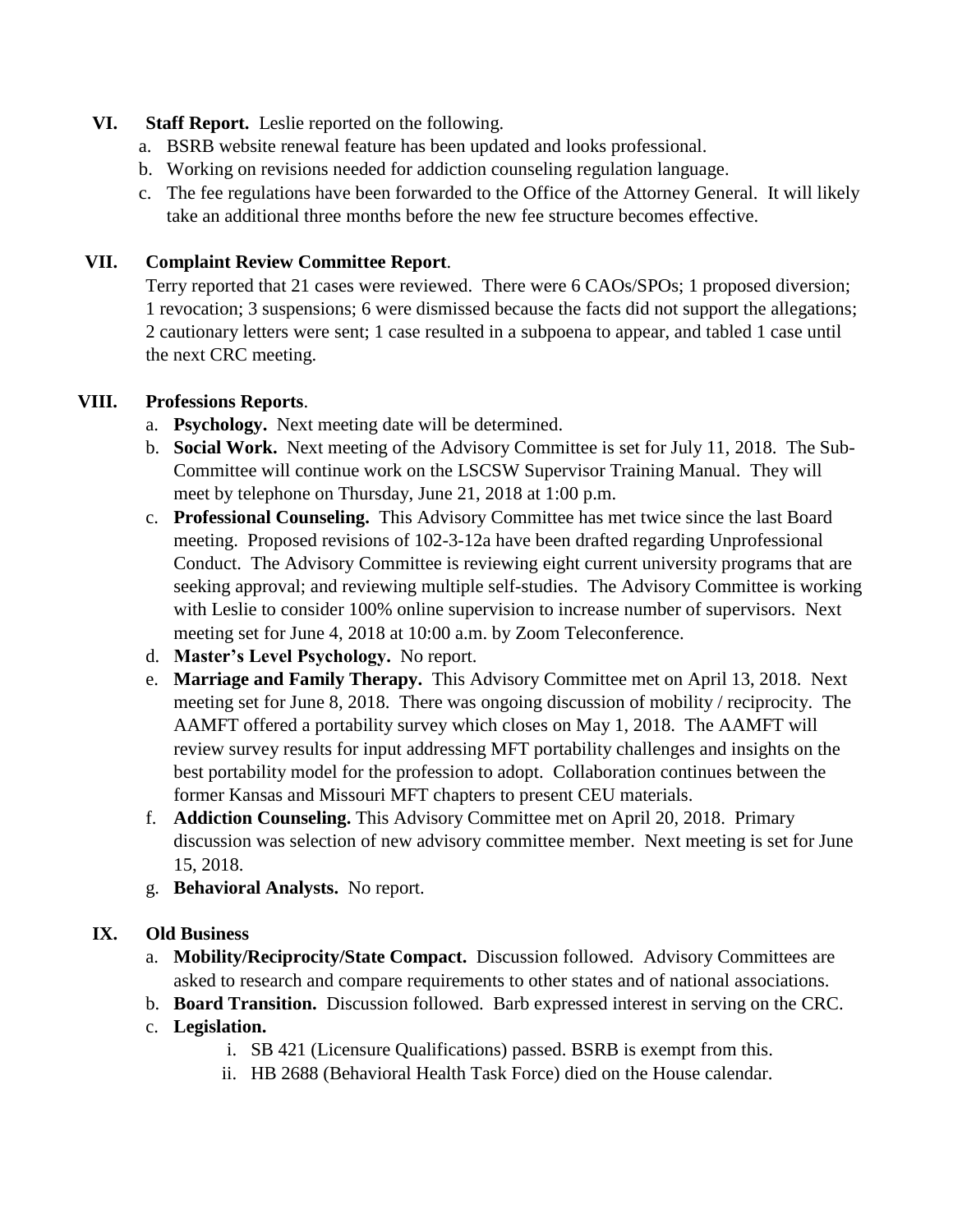**VI. Staff Report.** Leslie reported on the following.

a. BSRB website renewal feature has been updated and looks professional.
b. Working on revisions needed for addiction counseling regulation language.
c. The fee regulations have been forwarded to the Office of the Attorney General. It will likely take an additional three months before the new fee structure becomes effective.

**VII. Complaint Review Committee Report**.

Terry reported that 21 cases were reviewed. There were 6 CAOs/SPOs; 1 proposed diversion; 1 revocation; 3 suspensions; 6 were dismissed because the facts did not support the allegations; 2 cautionary letters were sent; 1 case resulted in a subpoena to appear, and tabled 1 case until the next CRC meeting.

**VIII. Professions Reports**.

a. **Psychology.** Next meeting date will be determined.
b. **Social Work.** Next meeting of the Advisory Committee is set for July 11, 2018. The Sub-Committee will continue work on the LSCSW Supervisor Training Manual. They will meet by telephone on Thursday, June 21, 2018 at 1:00 p.m.
c. **Professional Counseling.** This Advisory Committee has met twice since the last Board meeting. Proposed revisions of 102-3-12a have been drafted regarding Unprofessional Conduct. The Advisory Committee is reviewing eight current university programs that are seeking approval; and reviewing multiple self-studies. The Advisory Committee is working with Leslie to consider 100% online supervision to increase number of supervisors. Next meeting set for June 4, 2018 at 10:00 a.m. by Zoom Teleconference.
d. **Master's Level Psychology.** No report.
e. **Marriage and Family Therapy.** This Advisory Committee met on April 13, 2018. Next meeting set for June 8, 2018. There was ongoing discussion of mobility / reciprocity. The AAMFT offered a portability survey which closes on May 1, 2018. The AAMFT will review survey results for input addressing MFT portability challenges and insights on the best portability model for the profession to adopt. Collaboration continues between the former Kansas and Missouri MFT chapters to present CEU materials.
f. **Addiction Counseling.** This Advisory Committee met on April 20, 2018. Primary discussion was selection of new advisory committee member. Next meeting is set for June 15, 2018.
g. **Behavioral Analysts.** No report.

**IX. Old Business**

a. **Mobility/Reciprocity/State Compact.** Discussion followed. Advisory Committees are asked to research and compare requirements to other states and of national associations.
b. **Board Transition.** Discussion followed. Barb expressed interest in serving on the CRC.
c. **Legislation.**
    i. SB 421 (Licensure Qualifications) passed. BSRB is exempt from this.
    ii. HB 2688 (Behavioral Health Task Force) died on the House calendar.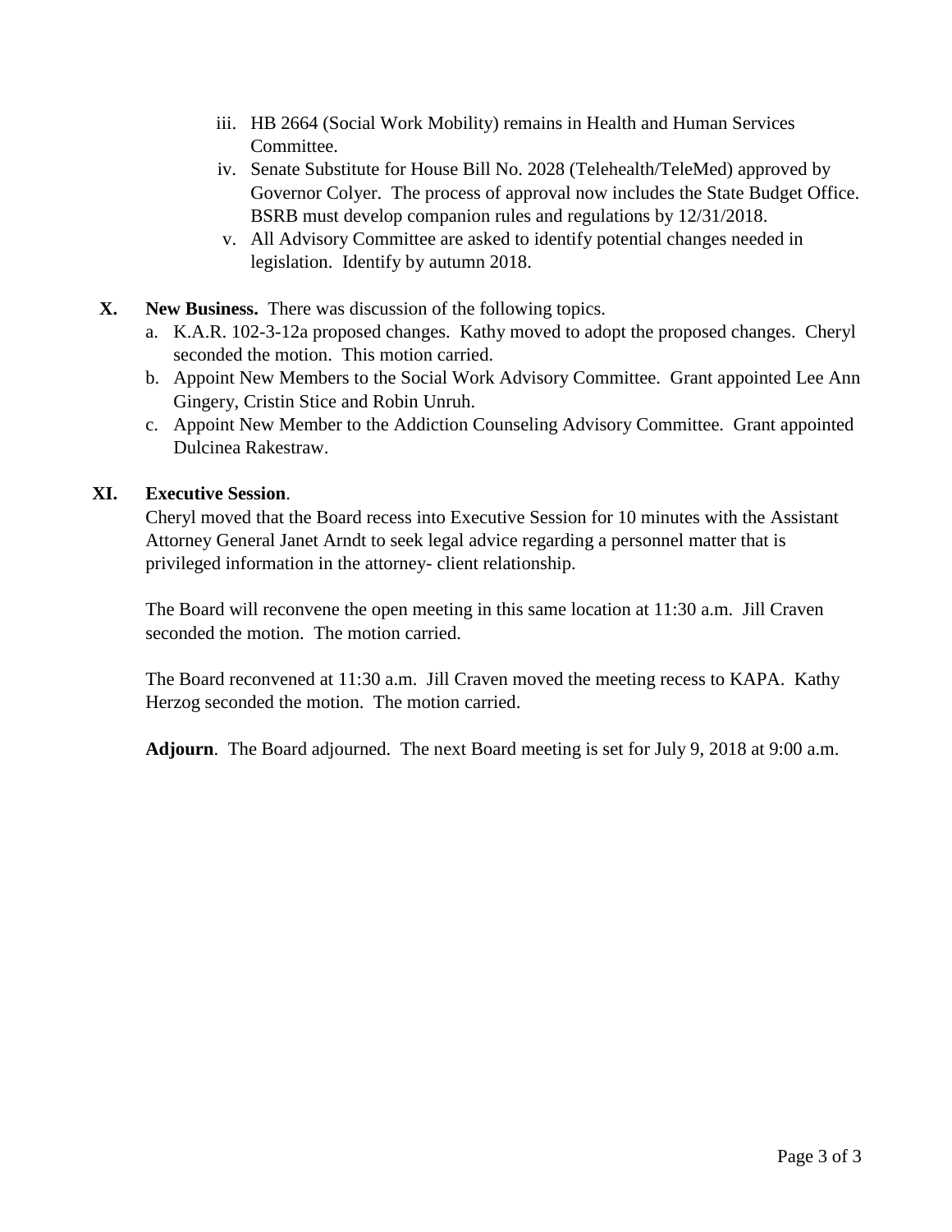iii. HB 2664 (Social Work Mobility) remains in Health and Human Services Committee.

iv. Senate Substitute for House Bill No. 2028 (Telehealth/TeleMed) approved by Governor Colyer. The process of approval now includes the State Budget Office. BSRB must develop companion rules and regulations by 12/31/2018.

v. All Advisory Committee are asked to identify potential changes needed in legislation. Identify by autumn 2018.

**X. New Business.** There was discussion of the following topics.

a. K.A.R. 102-3-12a proposed changes. Kathy moved to adopt the proposed changes. Cheryl seconded the motion. This motion carried.

b. Appoint New Members to the Social Work Advisory Committee. Grant appointed Lee Ann Gingery, Cristin Stice and Robin Unruh.

c. Appoint New Member to the Addiction Counseling Advisory Committee. Grant appointed Dulcinea Rakestraw.

**XI. Executive Session**.

Cheryl moved that the Board recess into Executive Session for 10 minutes with the Assistant Attorney General Janet Arndt to seek legal advice regarding a personnel matter that is privileged information in the attorney- client relationship.

The Board will reconvene the open meeting in this same location at 11:30 a.m. Jill Craven seconded the motion. The motion carried.

The Board reconvened at 11:30 a.m. Jill Craven moved the meeting recess to KAPA. Kathy Herzog seconded the motion. The motion carried.

**Adjourn**. The Board adjourned. The next Board meeting is set for July 9, 2018 at 9:00 a.m.